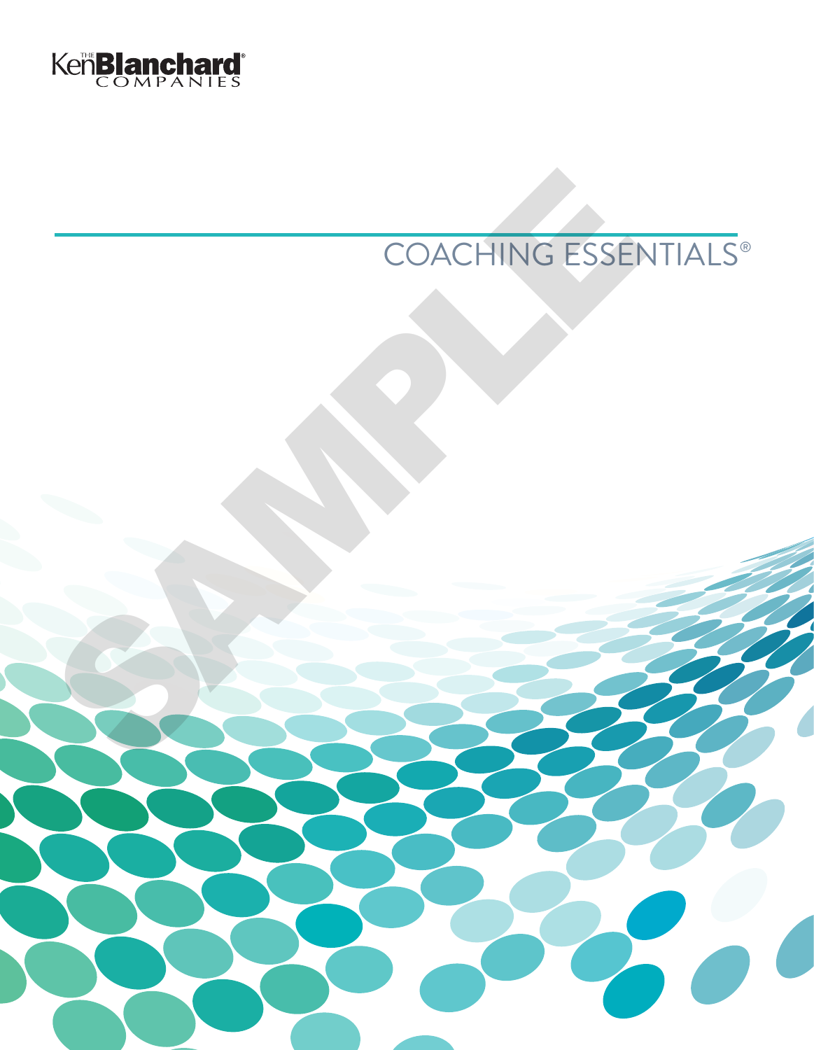The Ken Blanchard Companies

# COACHING ESSENTIALS®

SAMPLE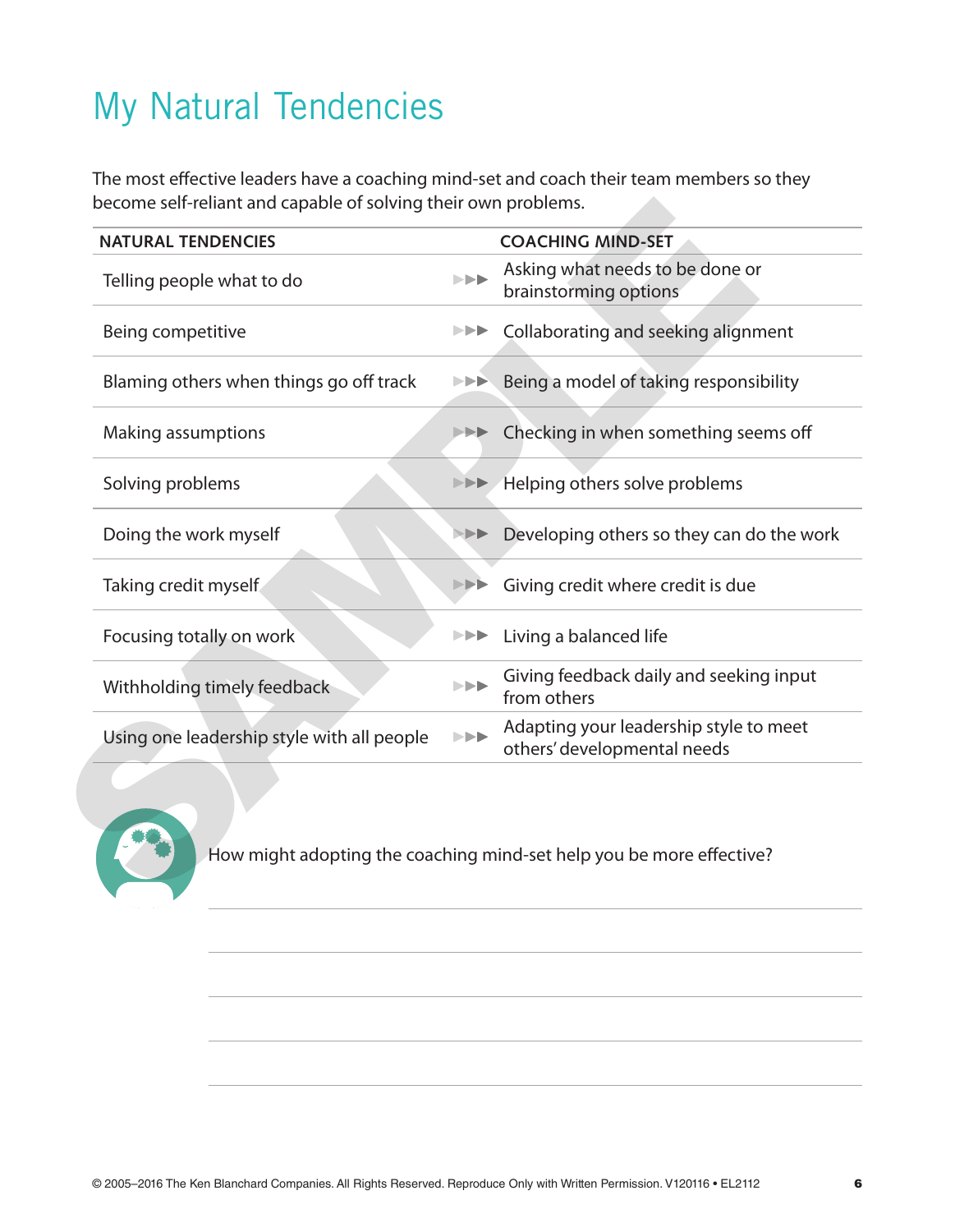# My Natural Tendencies

The most effective leaders have a coaching mind-set and coach their team members so they become self-reliant and capable of solving their own problems.

| NATURAL TENDENCIES | | COACHING MIND-SET |
|---|---|---|
| Telling people what to do | ▶▶▶ | Asking what needs to be done or brainstorming options |
| Being competitive | ▶▶▶ | Collaborating and seeking alignment |
| Blaming others when things go off track | ▶▶▶ | Being a model of taking responsibility |
| Making assumptions | ▶▶▶ | Checking in when something seems off |
| Solving problems | ▶▶▶ | Helping others solve problems |
| Doing the work myself | ▶▶▶ | Developing others so they can do the work |
| Taking credit myself | ▶▶▶ | Giving credit where credit is due |
| Focusing totally on work | ▶▶▶ | Living a balanced life |
| Withholding timely feedback | ▶▶▶ | Giving feedback daily and seeking input from others |
| Using one leadership style with all people | ▶▶▶ | Adapting your leadership style to meet others' developmental needs |

How might adopting the coaching mind-set help you be more effective?

© 2005–2016 The Ken Blanchard Companies. All Rights Reserved. Reproduce Only with Written Permission. V120116 • EL2112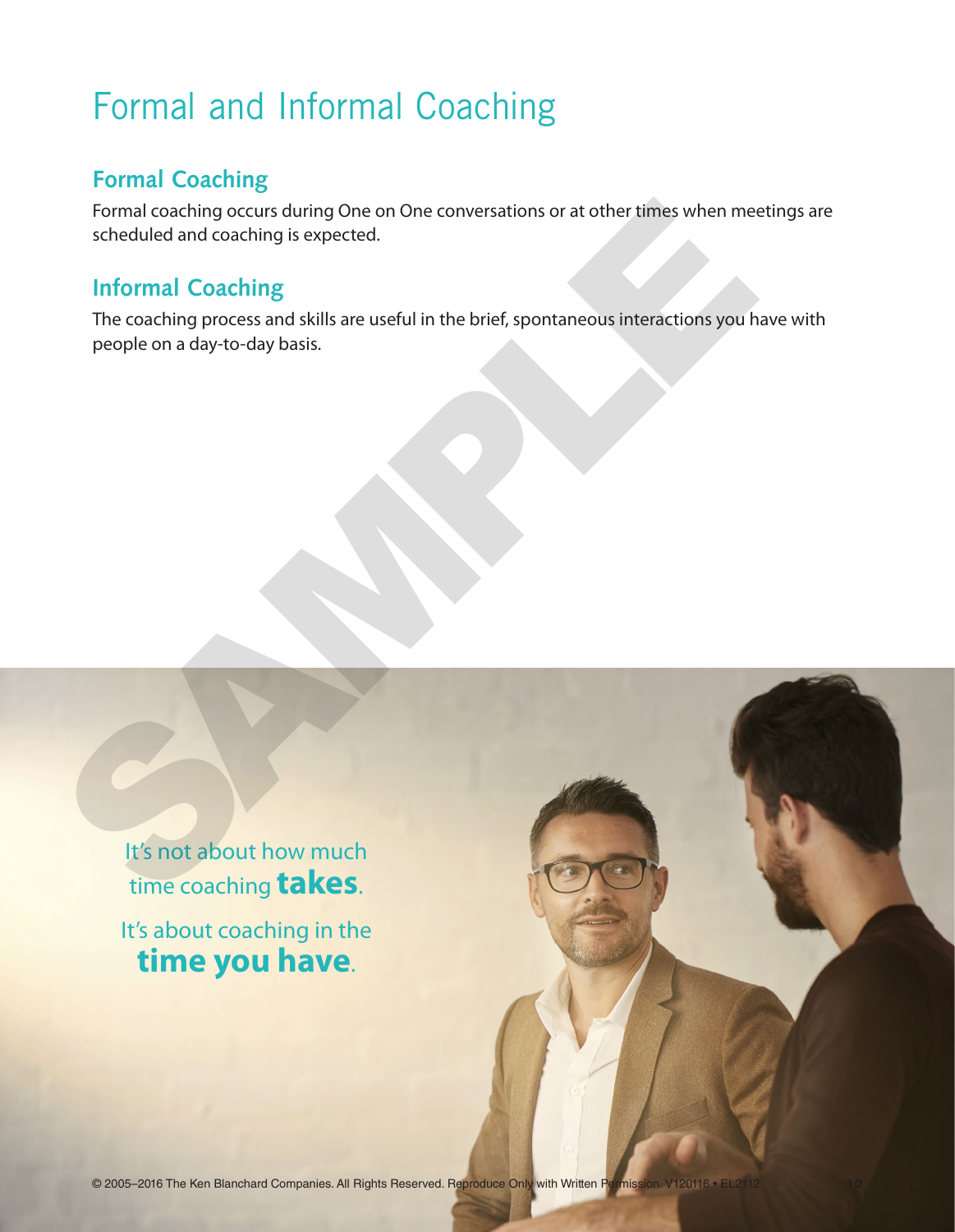# Formal and Informal Coaching

## Formal Coaching

Formal coaching occurs during One on One conversations or at other times when meetings are scheduled and coaching is expected.

## Informal Coaching

The coaching process and skills are useful in the brief, spontaneous interactions you have with people on a day-to-day basis.

It's not about how much time coaching **takes**.

It's about coaching in the **time you have**.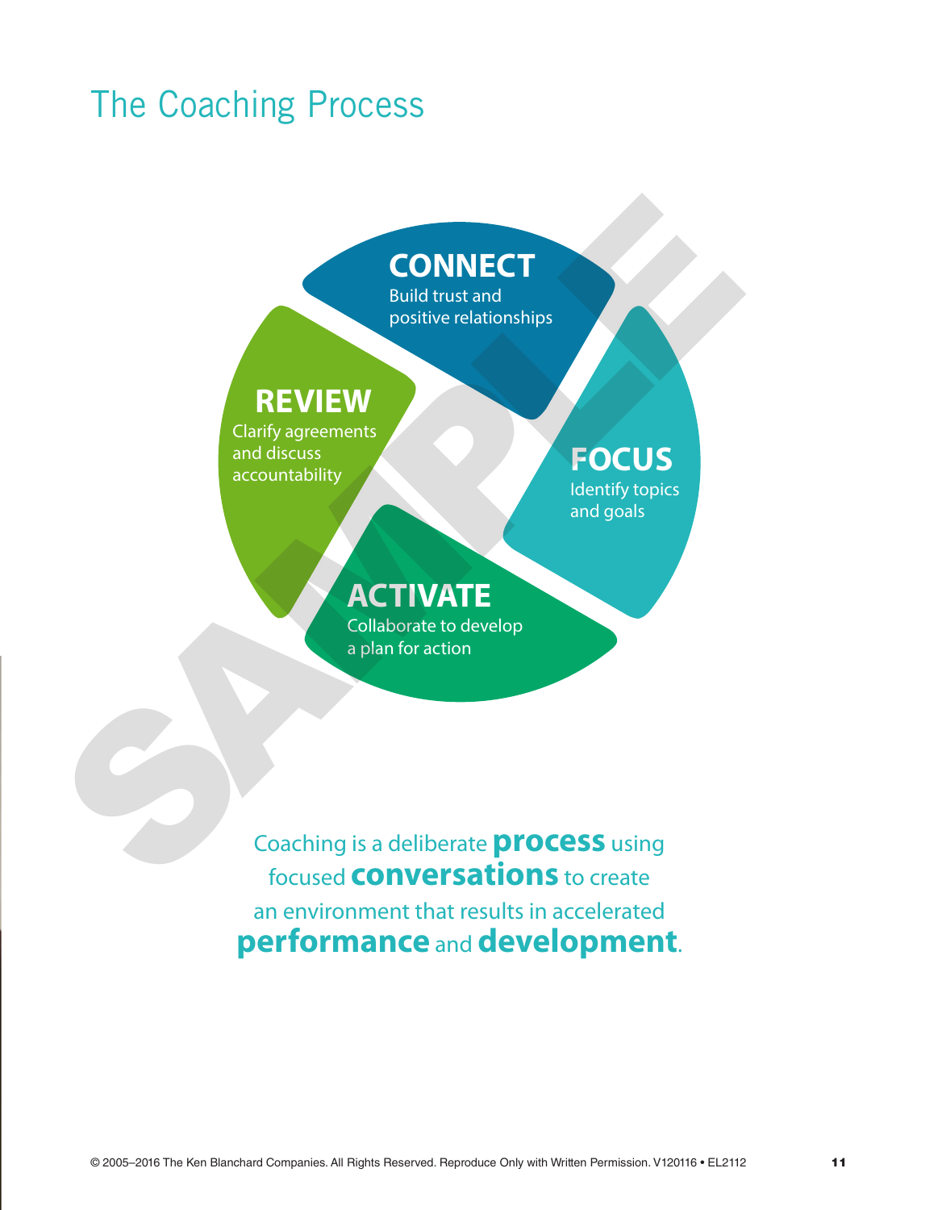# The Coaching Process

**CONNECT**
Build trust and positive relationships

**FOCUS**
Identify topics and goals

**ACTIVATE**
Collaborate to develop a plan for action

**REVIEW**
Clarify agreements and discuss accountability

Coaching is a deliberate **process** using focused **conversations** to create an environment that results in accelerated **performance** and **development**.

© 2005–2016 The Ken Blanchard Companies. All Rights Reserved. Reproduce Only with Written Permission. V120116 • EL2112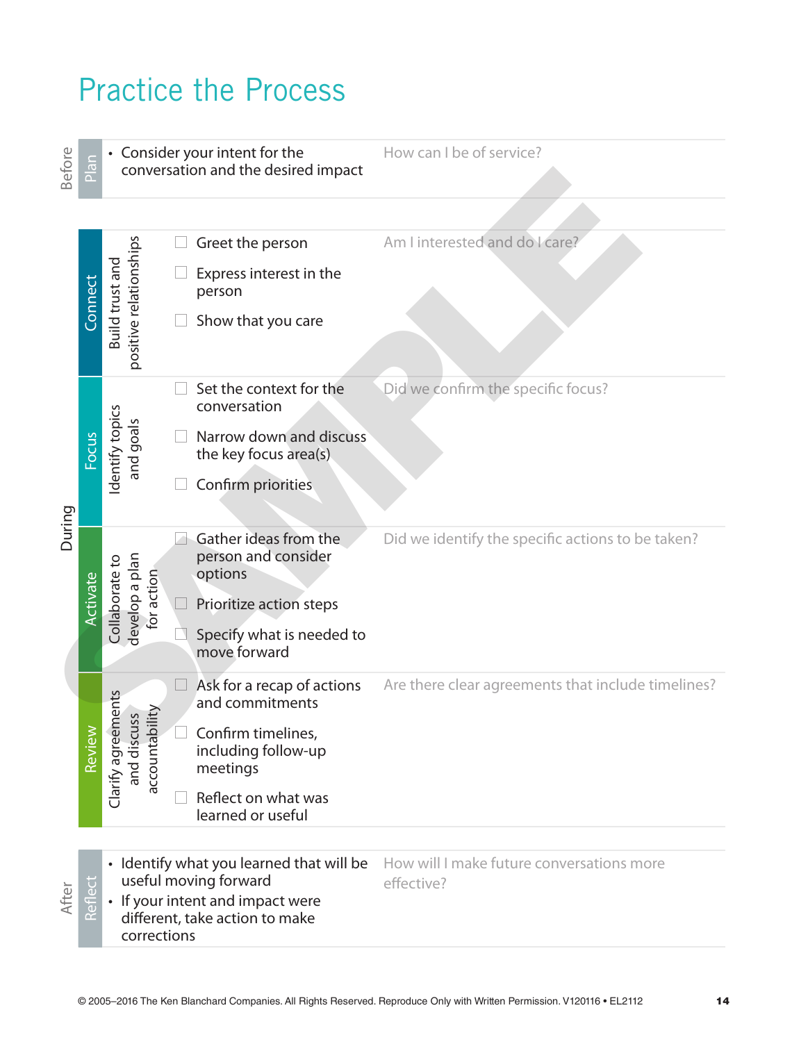# Practice the Process

| Phase | Stage | Description | Actions | Reflection Question |
|---|---|---|---|---|
| Before | Plan | | • Consider your intent for the conversation and the desired impact | How can I be of service? |
| During | Connect | Build trust and positive relationships | ☐ Greet the person<br>☐ Express interest in the person<br>☐ Show that you care | Am I interested and do I care? |
| | Focus | Identify topics and goals | ☐ Set the context for the conversation<br>☐ Narrow down and discuss the key focus area(s)<br>☐ Confirm priorities | Did we confirm the specific focus? |
| | Activate | Collaborate to develop a plan for action | ☐ Gather ideas from the person and consider options<br>☐ Prioritize action steps<br>☐ Specify what is needed to move forward | Did we identify the specific actions to be taken? |
| | Review | Clarify agreements and discuss accountability | ☐ Ask for a recap of actions and commitments<br>☐ Confirm timelines, including follow-up meetings<br>☐ Reflect on what was learned or useful | Are there clear agreements that include timelines? |
| After | Reflect | | • Identify what you learned that will be useful moving forward<br>• If your intent and impact were different, take action to make corrections | How will I make future conversations more effective? |

SAMPLE

© 2005–2016 The Ken Blanchard Companies. All Rights Reserved. Reproduce Only with Written Permission. V120116 • EL2112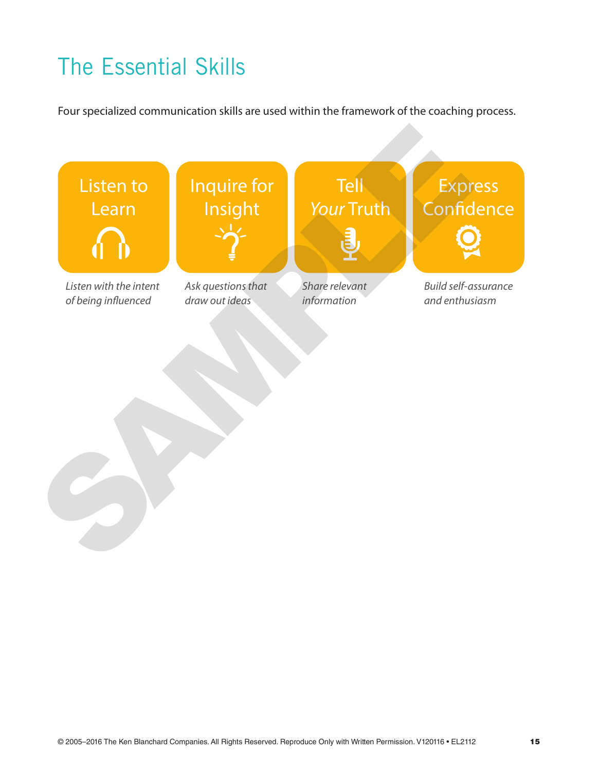# The Essential Skills

Four specialized communication skills are used within the framework of the coaching process.

**Listen to Learn**

*Listen with the intent of being influenced*

**Inquire for Insight**

*Ask questions that draw out ideas*

**Tell *Your* Truth**

*Share relevant information*

**Express Confidence**

*Build self-assurance and enthusiasm*

© 2005–2016 The Ken Blanchard Companies. All Rights Reserved. Reproduce Only with Written Permission. V120116 • EL2112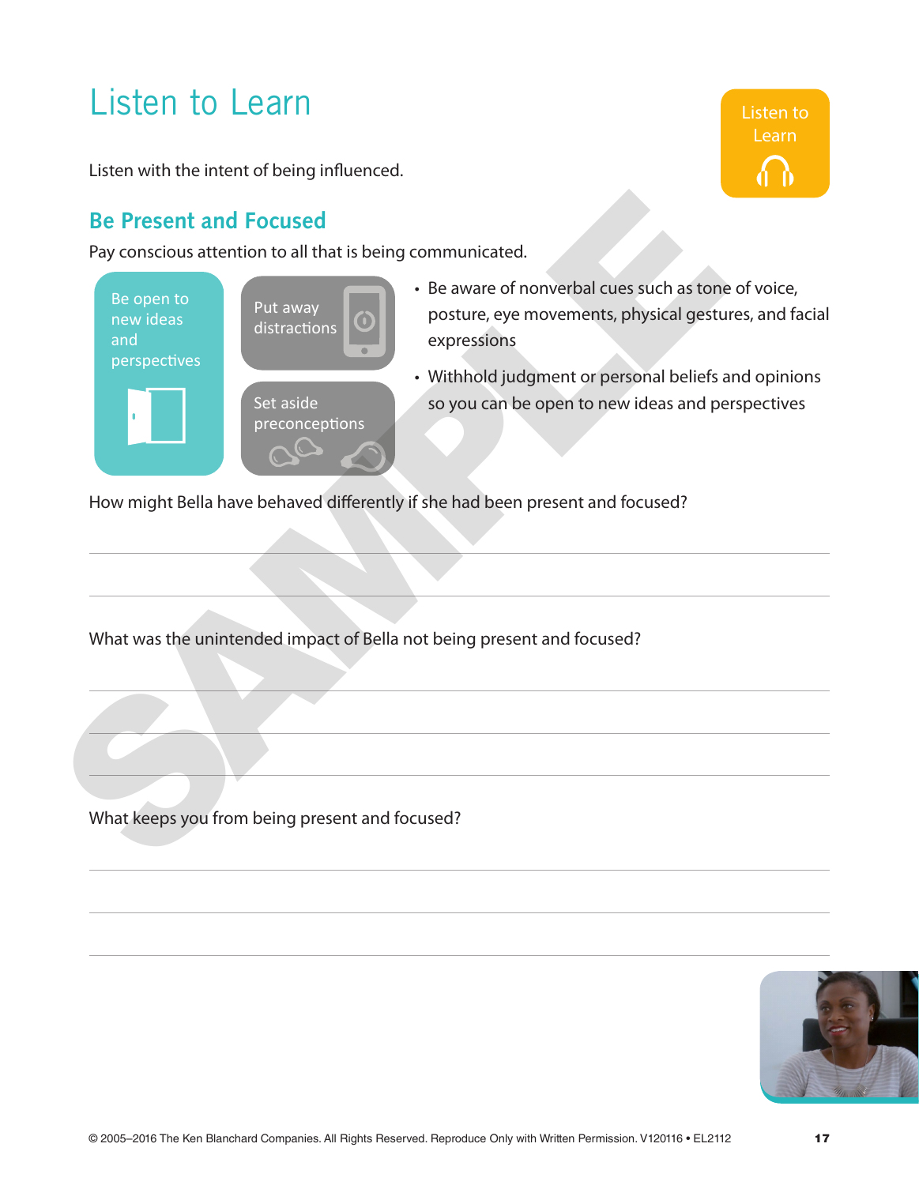# Listen to Learn

Listen to Learn

Listen with the intent of being influenced.

## Be Present and Focused

Pay conscious attention to all that is being communicated.

Be open to new ideas and perspectives

Put away distractions

Set aside preconceptions

- Be aware of nonverbal cues such as tone of voice, posture, eye movements, physical gestures, and facial expressions
- Withhold judgment or personal beliefs and opinions so you can be open to new ideas and perspectives

How might Bella have behaved differently if she had been present and focused?

What was the unintended impact of Bella not being present and focused?

What keeps you from being present and focused?

© 2005–2016 The Ken Blanchard Companies. All Rights Reserved. Reproduce Only with Written Permission. V120116 • EL2112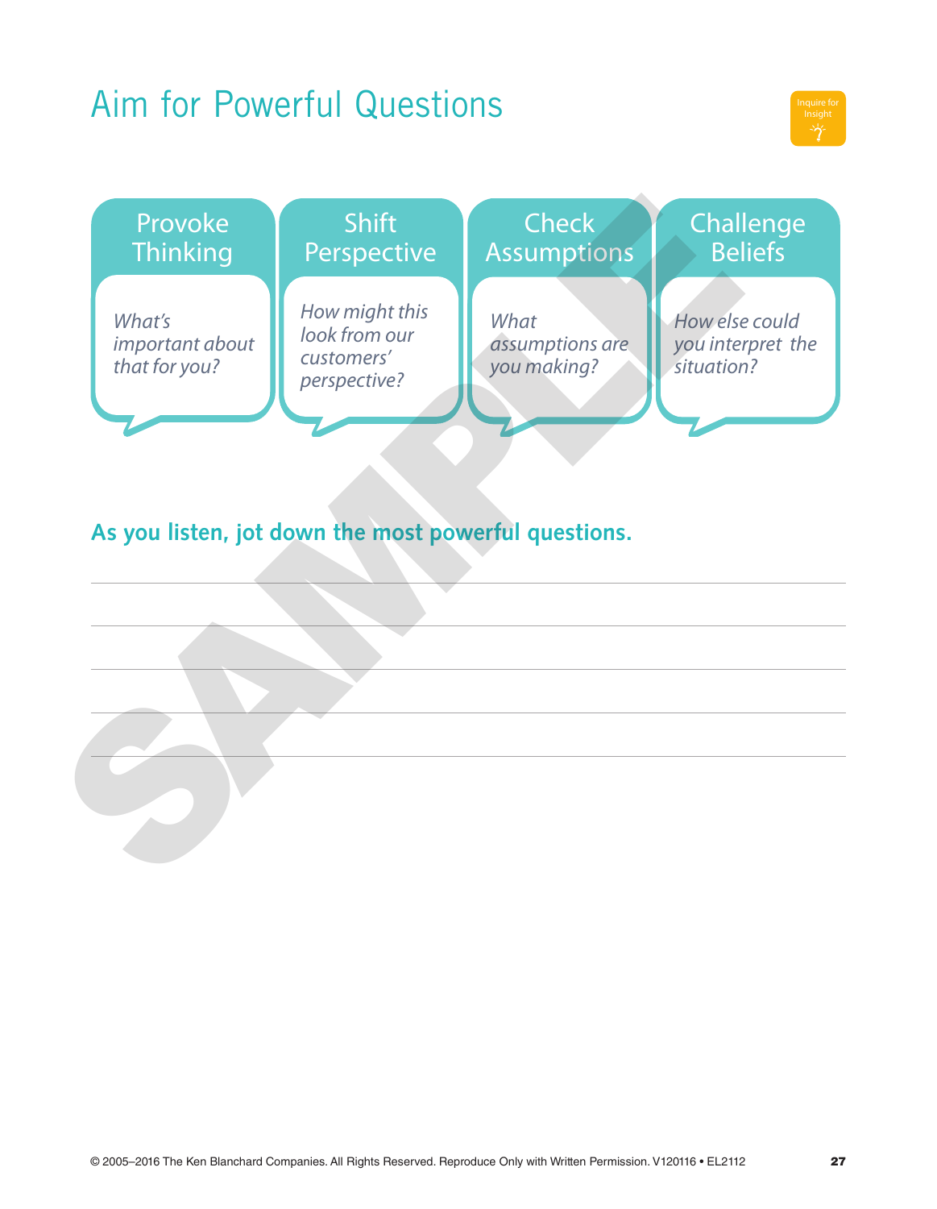# Aim for Powerful Questions

Inquire for Insight

| Provoke Thinking | Shift Perspective | Check Assumptions | Challenge Beliefs |
| --- | --- | --- | --- |
| *What's important about that for you?* | *How might this look from our customers' perspective?* | *What assumptions are you making?* | *How else could you interpret the situation?* |

**As you listen, jot down the most powerful questions.**

© 2005–2016 The Ken Blanchard Companies. All Rights Reserved. Reproduce Only with Written Permission. V120116 • EL2112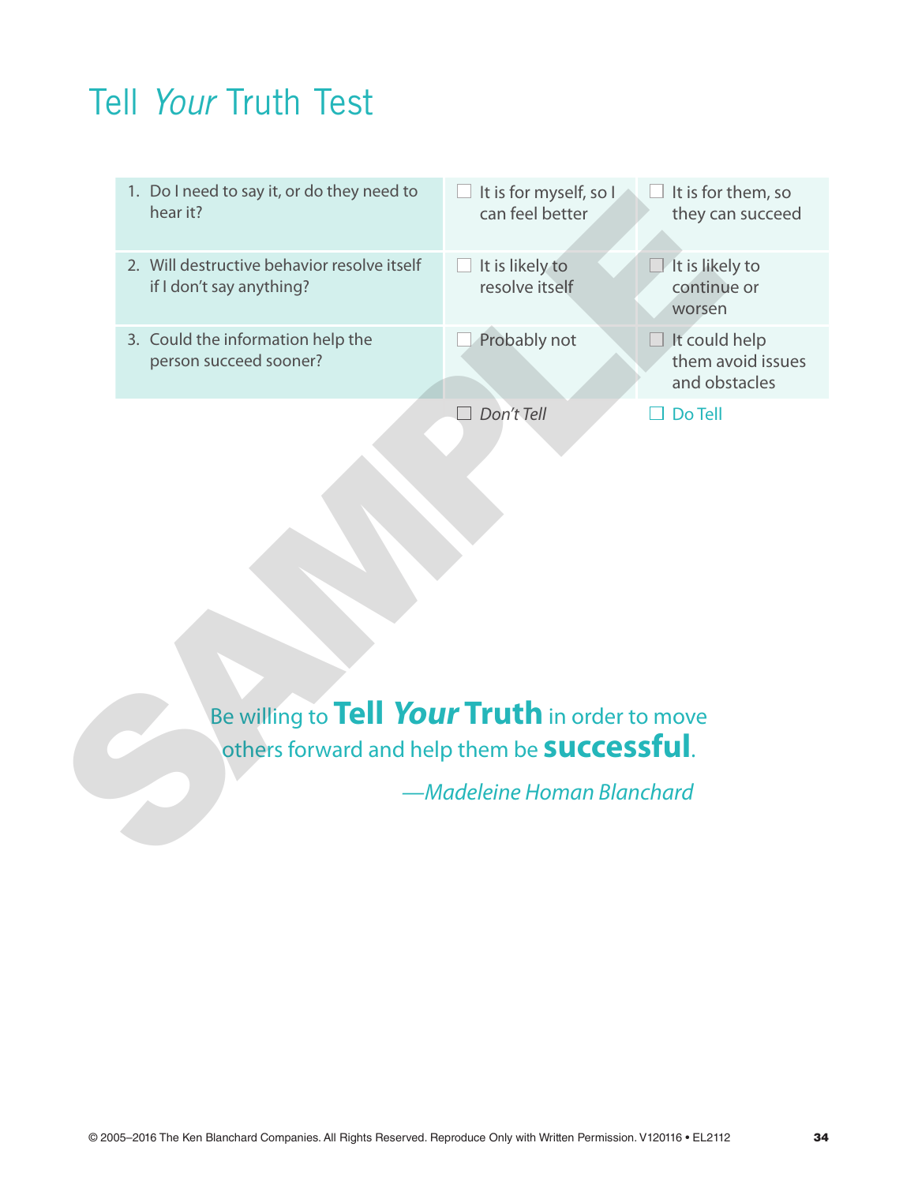# Tell *Your* Truth Test

| | | |
|---|---|---|
| 1. Do I need to say it, or do they need to hear it? | ☐ It is for myself, so I can feel better | ☐ It is for them, so they can succeed |
| 2. Will destructive behavior resolve itself if I don't say anything? | ☐ It is likely to resolve itself | ☐ It is likely to continue or worsen |
| 3. Could the information help the person succeed sooner? | ☐ Probably not | ☐ It could help them avoid issues and obstacles |
| | ☐ *Don't Tell* | ☐ Do Tell |

Be willing to **Tell *Your* Truth** in order to move others forward and help them be **successful**.

*—Madeleine Homan Blanchard*

© 2005–2016 The Ken Blanchard Companies. All Rights Reserved. Reproduce Only with Written Permission. V120116 • EL2112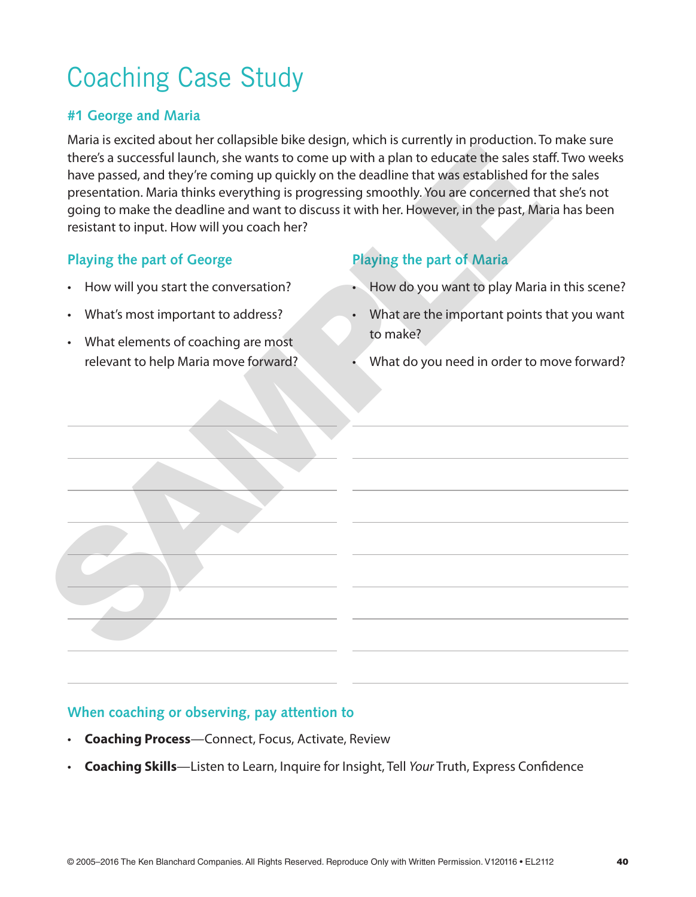# Coaching Case Study

### #1 George and Maria

Maria is excited about her collapsible bike design, which is currently in production. To make sure there's a successful launch, she wants to come up with a plan to educate the sales staff. Two weeks have passed, and they're coming up quickly on the deadline that was established for the sales presentation. Maria thinks everything is progressing smoothly. You are concerned that she's not going to make the deadline and want to discuss it with her. However, in the past, Maria has been resistant to input. How will you coach her?

### Playing the part of George

- How will you start the conversation?
- What's most important to address?
- What elements of coaching are most relevant to help Maria move forward?

### Playing the part of Maria

- How do you want to play Maria in this scene?
- What are the important points that you want to make?
- What do you need in order to move forward?

### When coaching or observing, pay attention to

- **Coaching Process**—Connect, Focus, Activate, Review
- **Coaching Skills**—Listen to Learn, Inquire for Insight, Tell *Your* Truth, Express Confidence

© 2005–2016 The Ken Blanchard Companies. All Rights Reserved. Reproduce Only with Written Permission. V120116 • EL2112